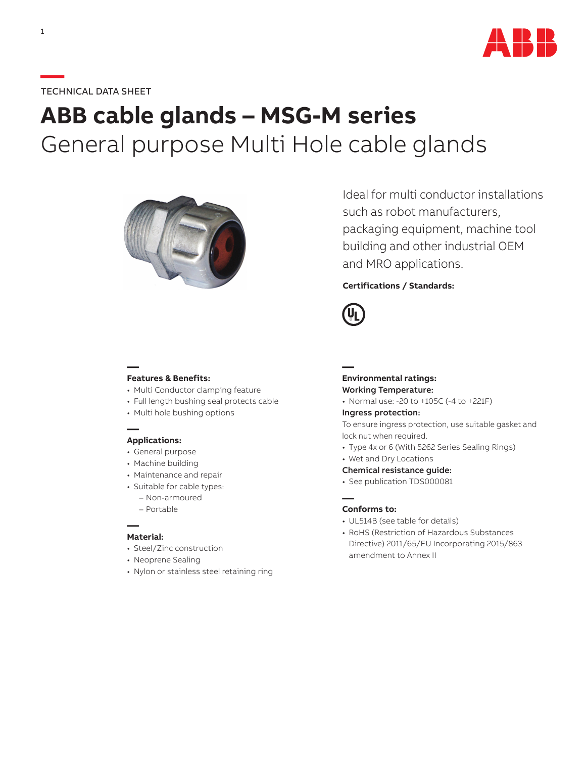TECHNICAL DATA SHEET

# ABB cable glands – MSG-M series

## General purpose Multi Hole cable glands

Ideal for multi conductor installations such as robot manufacturers, packaging equipment, machine tool building and other industrial OEM and MRO applications.

**Certifications / Standards:**

### Features & Benefits:

- Multi Conductor clamping feature
- Full length bushing seal protects cable
- Multi hole bushing options

### Applications:

- General purpose
- Machine building
- Maintenance and repair
- Suitable for cable types:
  - Non-armoured
  - Portable

### Material:

- Steel/Zinc construction
- Neoprene Sealing
- Nylon or stainless steel retaining ring

### Environmental ratings:

**Working Temperature:**

- Normal use: -20 to +105C (-4 to +221F)

**Ingress protection:**

To ensure ingress protection, use suitable gasket and lock nut when required.

- Type 4x or 6 (With 5262 Series Sealing Rings)
- Wet and Dry Locations

**Chemical resistance guide:**

- See publication TDS000081

### Conforms to:

- UL514B (see table for details)
- RoHS (Restriction of Hazardous Substances Directive) 2011/65/EU Incorporating 2015/863 amendment to Annex II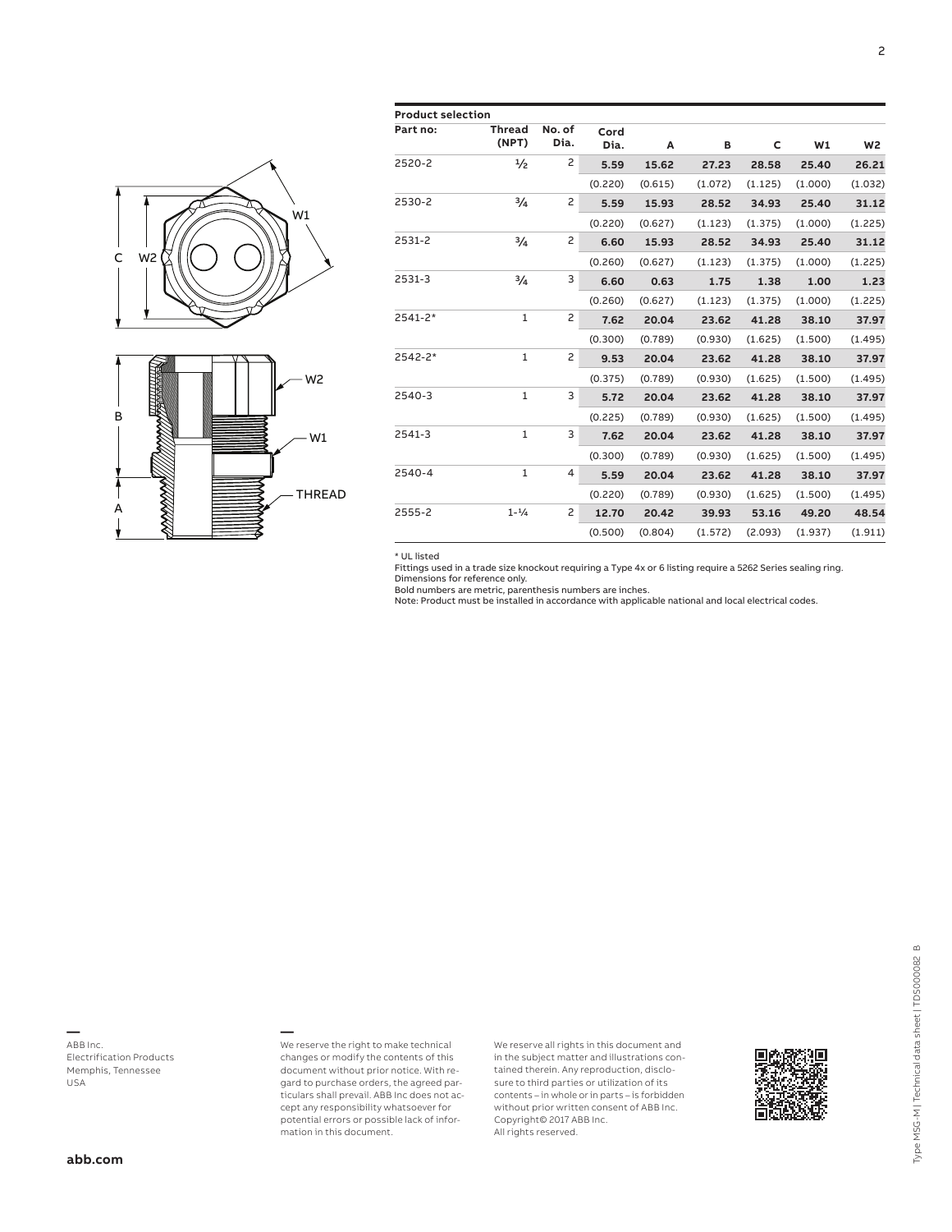## Product selection

| Part no: | Thread (NPT) | No. of Dia. | Cord Dia. | A | B | C | W1 | W2 |
|---|---|---|---|---|---|---|---|---|
| 2520-2 | ½ | 2 | **5.59** | **15.62** | **27.23** | **28.58** | **25.40** | **26.21** |
| | | | (0.220) | (0.615) | (1.072) | (1.125) | (1.000) | (1.032) |
| 2530-2 | ¾ | 2 | **5.59** | **15.93** | **28.52** | **34.93** | **25.40** | **31.12** |
| | | | (0.220) | (0.627) | (1.123) | (1.375) | (1.000) | (1.225) |
| 2531-2 | ¾ | 2 | **6.60** | **15.93** | **28.52** | **34.93** | **25.40** | **31.12** |
| | | | (0.260) | (0.627) | (1.123) | (1.375) | (1.000) | (1.225) |
| 2531-3 | ¾ | 3 | **6.60** | **0.63** | **1.75** | **1.38** | **1.00** | **1.23** |
| | | | (0.260) | (0.627) | (1.123) | (1.375) | (1.000) | (1.225) |
| 2541-2* | 1 | 2 | **7.62** | **20.04** | **23.62** | **41.28** | **38.10** | **37.97** |
| | | | (0.300) | (0.789) | (0.930) | (1.625) | (1.500) | (1.495) |
| 2542-2* | 1 | 2 | **9.53** | **20.04** | **23.62** | **41.28** | **38.10** | **37.97** |
| | | | (0.375) | (0.789) | (0.930) | (1.625) | (1.500) | (1.495) |
| 2540-3 | 1 | 3 | **5.72** | **20.04** | **23.62** | **41.28** | **38.10** | **37.97** |
| | | | (0.225) | (0.789) | (0.930) | (1.625) | (1.500) | (1.495) |
| 2541-3 | 1 | 3 | **7.62** | **20.04** | **23.62** | **41.28** | **38.10** | **37.97** |
| | | | (0.300) | (0.789) | (0.930) | (1.625) | (1.500) | (1.495) |
| 2540-4 | 1 | 4 | **5.59** | **20.04** | **23.62** | **41.28** | **38.10** | **37.97** |
| | | | (0.220) | (0.789) | (0.930) | (1.625) | (1.500) | (1.495) |
| 2555-2 | 1-¼ | 2 | **12.70** | **20.42** | **39.93** | **53.16** | **49.20** | **48.54** |
| | | | (0.500) | (0.804) | (1.572) | (2.093) | (1.937) | (1.911) |

\* UL listed

Fittings used in a trade size knockout requiring a Type 4x or 6 listing require a 5262 Series sealing ring.

Dimensions for reference only.

Bold numbers are metric, parenthesis numbers are inches.

Note: Product must be installed in accordance with applicable national and local electrical codes.

---

ABB Inc.
Electrification Products
Memphis, Tennessee
USA

**abb.com**

We reserve the right to make technical changes or modify the contents of this document without prior notice. With regard to purchase orders, the agreed particulars shall prevail. ABB Inc does not accept any responsibility whatsoever for potential errors or possible lack of information in this document.

We reserve all rights in this document and in the subject matter and illustrations contained therein. Any reproduction, disclosure to third parties or utilization of its contents – in whole or in parts – is forbidden without prior written consent of ABB Inc.
Copyright© 2017 ABB Inc.
All rights reserved.

Type MSG-M | Technical data sheet | TDS000082 B